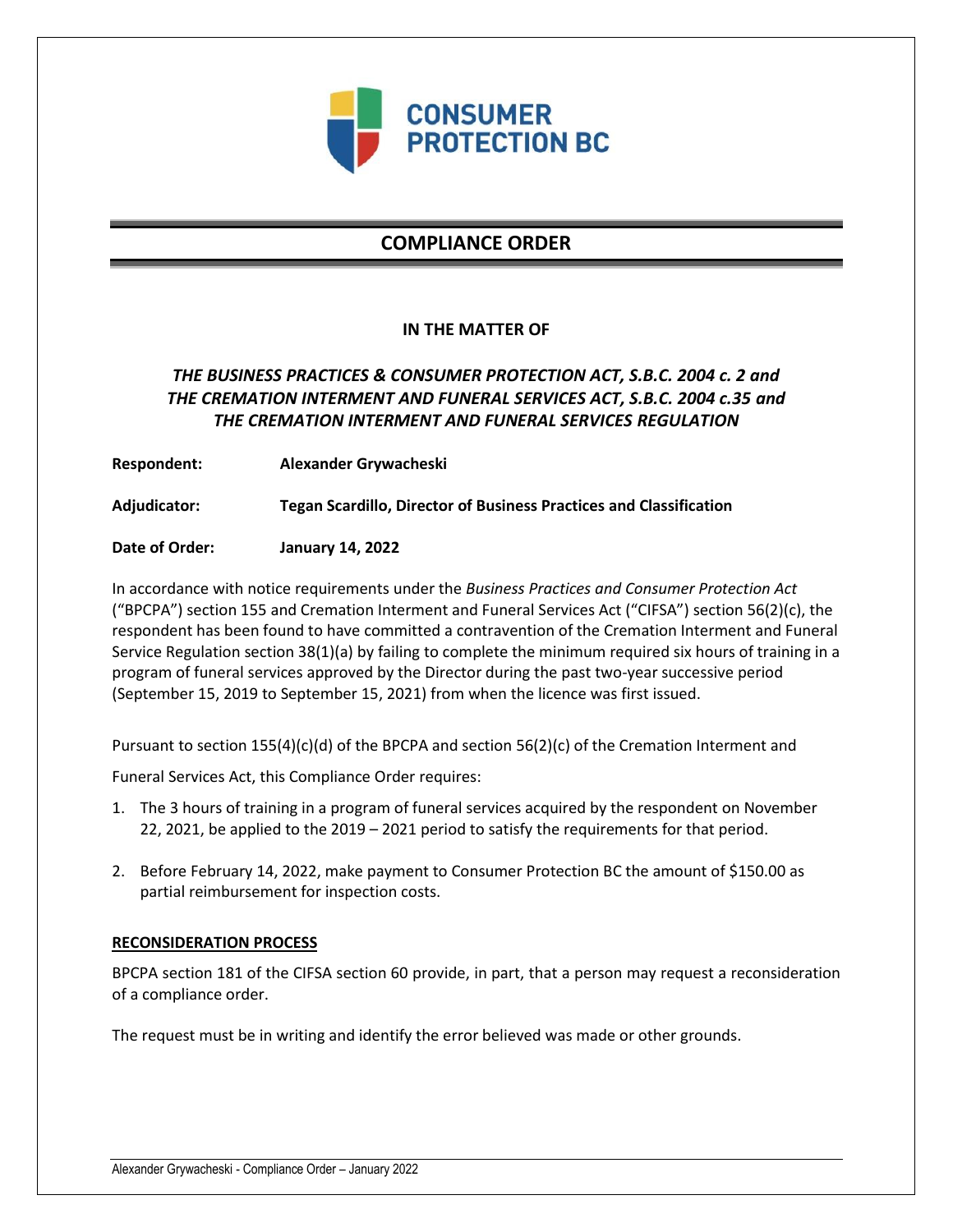CONSUMER PROTECTION BC

# COMPLIANCE ORDER

**IN THE MATTER OF**

***THE BUSINESS PRACTICES & CONSUMER PROTECTION ACT, S.B.C. 2004 c. 2 and THE CREMATION INTERMENT AND FUNERAL SERVICES ACT, S.B.C. 2004 c.35 and THE CREMATION INTERMENT AND FUNERAL SERVICES REGULATION***

**Respondent:** **Alexander Grywacheski**

**Adjudicator:** **Tegan Scardillo, Director of Business Practices and Classification**

**Date of Order:** **January 14, 2022**

In accordance with notice requirements under the *Business Practices and Consumer Protection Act* ("BPCPA") section 155 and Cremation Interment and Funeral Services Act ("CIFSA") section 56(2)(c), the respondent has been found to have committed a contravention of the Cremation Interment and Funeral Service Regulation section 38(1)(a) by failing to complete the minimum required six hours of training in a program of funeral services approved by the Director during the past two-year successive period (September 15, 2019 to September 15, 2021) from when the licence was first issued.

Pursuant to section 155(4)(c)(d) of the BPCPA and section 56(2)(c) of the Cremation Interment and Funeral Services Act, this Compliance Order requires:

1. The 3 hours of training in a program of funeral services acquired by the respondent on November 22, 2021, be applied to the 2019 – 2021 period to satisfy the requirements for that period.
2. Before February 14, 2022, make payment to Consumer Protection BC the amount of $150.00 as partial reimbursement for inspection costs.

**RECONSIDERATION PROCESS**

BPCPA section 181 of the CIFSA section 60 provide, in part, that a person may request a reconsideration of a compliance order.

The request must be in writing and identify the error believed was made or other grounds.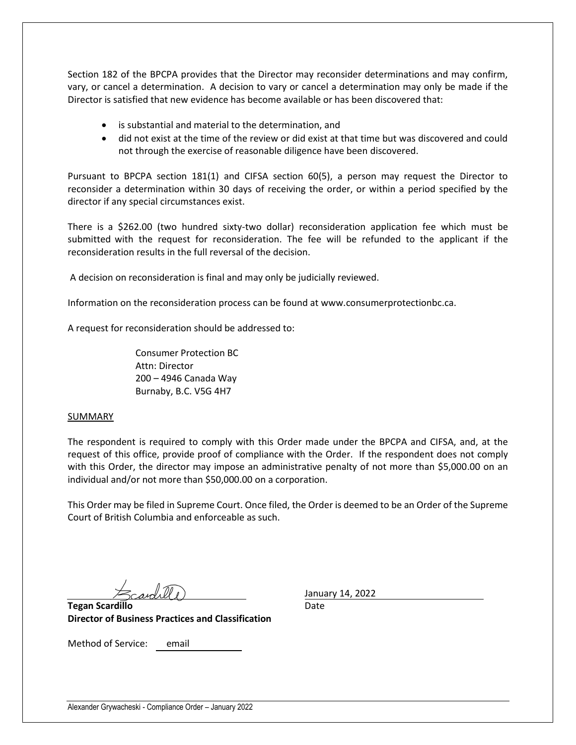Section 182 of the BPCPA provides that the Director may reconsider determinations and may confirm, vary, or cancel a determination. A decision to vary or cancel a determination may only be made if the Director is satisfied that new evidence has become available or has been discovered that:

- is substantial and material to the determination, and
- did not exist at the time of the review or did exist at that time but was discovered and could not through the exercise of reasonable diligence have been discovered.

Pursuant to BPCPA section 181(1) and CIFSA section 60(5), a person may request the Director to reconsider a determination within 30 days of receiving the order, or within a period specified by the director if any special circumstances exist.

There is a $262.00 (two hundred sixty-two dollar) reconsideration application fee which must be submitted with the request for reconsideration. The fee will be refunded to the applicant if the reconsideration results in the full reversal of the decision.

A decision on reconsideration is final and may only be judicially reviewed.

Information on the reconsideration process can be found at www.consumerprotectionbc.ca.

A request for reconsideration should be addressed to:

Consumer Protection BC
Attn: Director
200 – 4946 Canada Way
Burnaby, B.C. V5G 4H7

## SUMMARY

The respondent is required to comply with this Order made under the BPCPA and CIFSA, and, at the request of this office, provide proof of compliance with the Order. If the respondent does not comply with this Order, the director may impose an administrative penalty of not more than $5,000.00 on an individual and/or not more than $50,000.00 on a corporation.

This Order may be filed in Supreme Court. Once filed, the Order is deemed to be an Order of the Supreme Court of British Columbia and enforceable as such.

**Tegan Scardillo**
**Director of Business Practices and Classification**

January 14, 2022
Date

Method of Service: email